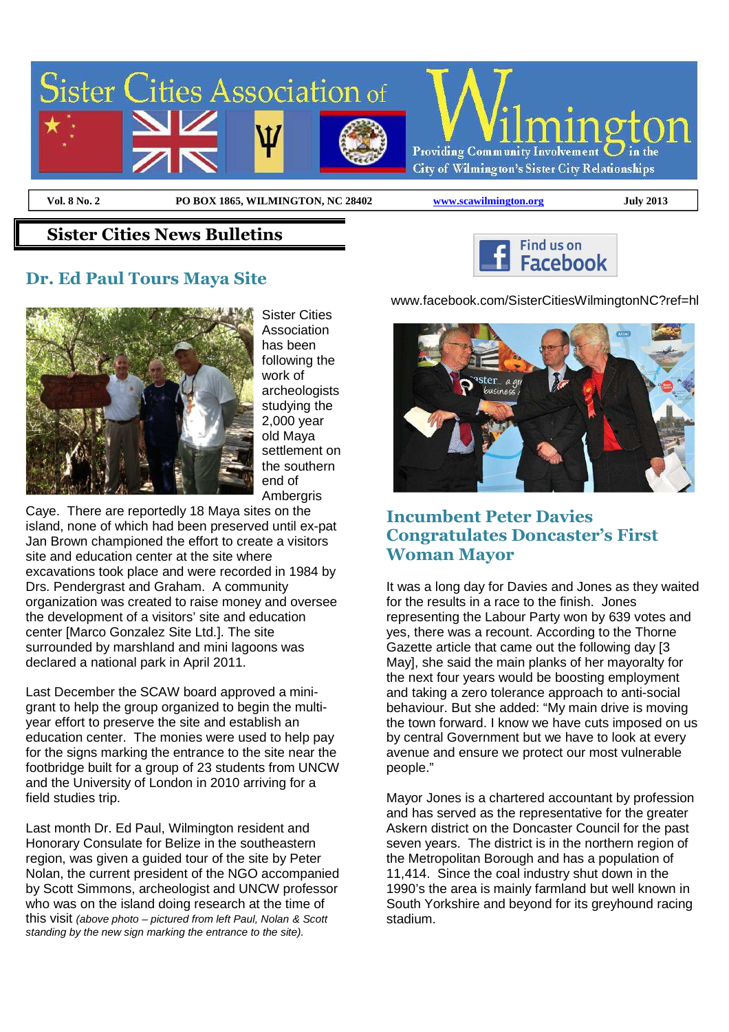# Sister Cities Association of Wilmington

Providing Community Involvement in the City of Wilmington's Sister City Relationships

**Vol. 8 No. 2** | **PO BOX 1865, WILMINGTON, NC 28402** | **www.scawilmington.org** | **July 2013**

## Sister Cities News Bulletins

### Dr. Ed Paul Tours Maya Site

Sister Cities Association has been following the work of archeologists studying the 2,000 year old Maya settlement on the southern end of Ambergris Caye. There are reportedly 18 Maya sites on the island, none of which had been preserved until ex-pat Jan Brown championed the effort to create a visitors site and education center at the site where excavations took place and were recorded in 1984 by Drs. Pendergrast and Graham. A community organization was created to raise money and oversee the development of a visitors' site and education center [Marco Gonzalez Site Ltd.]. The site surrounded by marshland and mini lagoons was declared a national park in April 2011.

Last December the SCAW board approved a mini-grant to help the group organized to begin the multi-year effort to preserve the site and establish an education center. The monies were used to help pay for the signs marking the entrance to the site near the footbridge built for a group of 23 students from UNCW and the University of London in 2010 arriving for a field studies trip.

Last month Dr. Ed Paul, Wilmington resident and Honorary Consulate for Belize in the southeastern region, was given a guided tour of the site by Peter Nolan, the current president of the NGO accompanied by Scott Simmons, archeologist and UNCW professor who was on the island doing research at the time of this visit *(above photo – pictured from left Paul, Nolan & Scott standing by the new sign marking the entrance to the site).*

Find us on Facebook

www.facebook.com/SisterCitiesWilmingtonNC?ref=hl

### Incumbent Peter Davies Congratulates Doncaster's First Woman Mayor

It was a long day for Davies and Jones as they waited for the results in a race to the finish. Jones representing the Labour Party won by 639 votes and yes, there was a recount. According to the Thorne Gazette article that came out the following day [3 May], she said the main planks of her mayoralty for the next four years would be boosting employment and taking a zero tolerance approach to anti-social behaviour. But she added: "My main drive is moving the town forward. I know we have cuts imposed on us by central Government but we have to look at every avenue and ensure we protect our most vulnerable people."

Mayor Jones is a chartered accountant by profession and has served as the representative for the greater Askern district on the Doncaster Council for the past seven years. The district is in the northern region of the Metropolitan Borough and has a population of 11,414. Since the coal industry shut down in the 1990's the area is mainly farmland but well known in South Yorkshire and beyond for its greyhound racing stadium.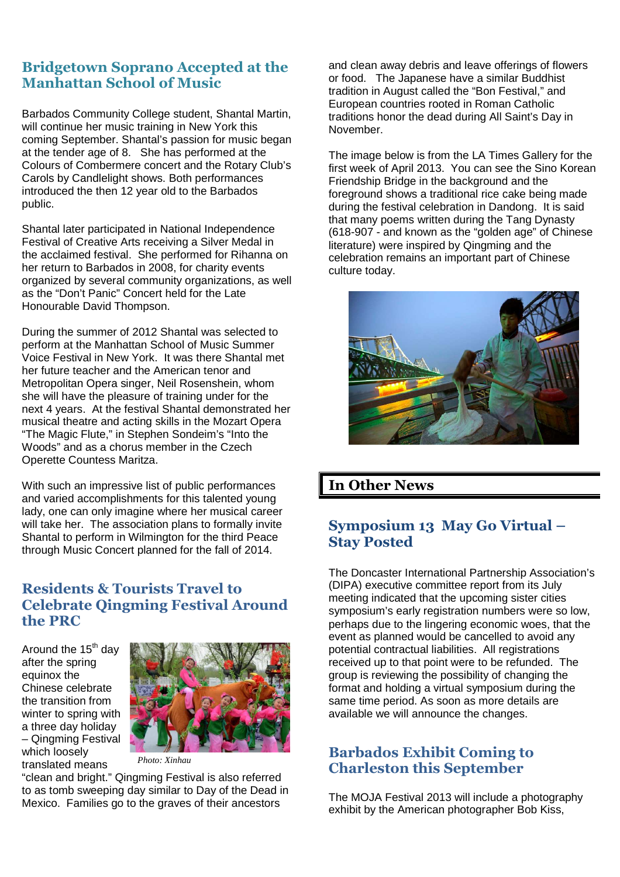## Bridgetown Soprano Accepted at the Manhattan School of Music

Barbados Community College student, Shantal Martin, will continue her music training in New York this coming September. Shantal's passion for music began at the tender age of 8. She has performed at the Colours of Combermere concert and the Rotary Club's Carols by Candlelight shows. Both performances introduced the then 12 year old to the Barbados public.

Shantal later participated in National Independence Festival of Creative Arts receiving a Silver Medal in the acclaimed festival. She performed for Rihanna on her return to Barbados in 2008, for charity events organized by several community organizations, as well as the "Don't Panic" Concert held for the Late Honourable David Thompson.

During the summer of 2012 Shantal was selected to perform at the Manhattan School of Music Summer Voice Festival in New York. It was there Shantal met her future teacher and the American tenor and Metropolitan Opera singer, Neil Rosenshein, whom she will have the pleasure of training under for the next 4 years. At the festival Shantal demonstrated her musical theatre and acting skills in the Mozart Opera "The Magic Flute," in Stephen Sondeim's "Into the Woods" and as a chorus member in the Czech Operette Countess Maritza.

With such an impressive list of public performances and varied accomplishments for this talented young lady, one can only imagine where her musical career will take her. The association plans to formally invite Shantal to perform in Wilmington for the third Peace through Music Concert planned for the fall of 2014.

## Residents & Tourists Travel to Celebrate Qingming Festival Around the PRC

Around the 15th day after the spring equinox the Chinese celebrate the transition from winter to spring with a three day holiday – Qingming Festival which loosely translated means "clean and bright." Qingming Festival is also referred to as tomb sweeping day similar to Day of the Dead in Mexico. Families go to the graves of their ancestors and clean away debris and leave offerings of flowers or food. The Japanese have a similar Buddhist tradition in August called the "Bon Festival," and European countries rooted in Roman Catholic traditions honor the dead during All Saint's Day in November.

*Photo: Xinhau*

The image below is from the LA Times Gallery for the first week of April 2013. You can see the Sino Korean Friendship Bridge in the background and the foreground shows a traditional rice cake being made during the festival celebration in Dandong. It is said that many poems written during the Tang Dynasty (618-907 - and known as the "golden age" of Chinese literature) were inspired by Qingming and the celebration remains an important part of Chinese culture today.

# In Other News

## Symposium 13 May Go Virtual – Stay Posted

The Doncaster International Partnership Association's (DIPA) executive committee report from its July meeting indicated that the upcoming sister cities symposium's early registration numbers were so low, perhaps due to the lingering economic woes, that the event as planned would be cancelled to avoid any potential contractual liabilities. All registrations received up to that point were to be refunded. The group is reviewing the possibility of changing the format and holding a virtual symposium during the same time period. As soon as more details are available we will announce the changes.

## Barbados Exhibit Coming to Charleston this September

The MOJA Festival 2013 will include a photography exhibit by the American photographer Bob Kiss,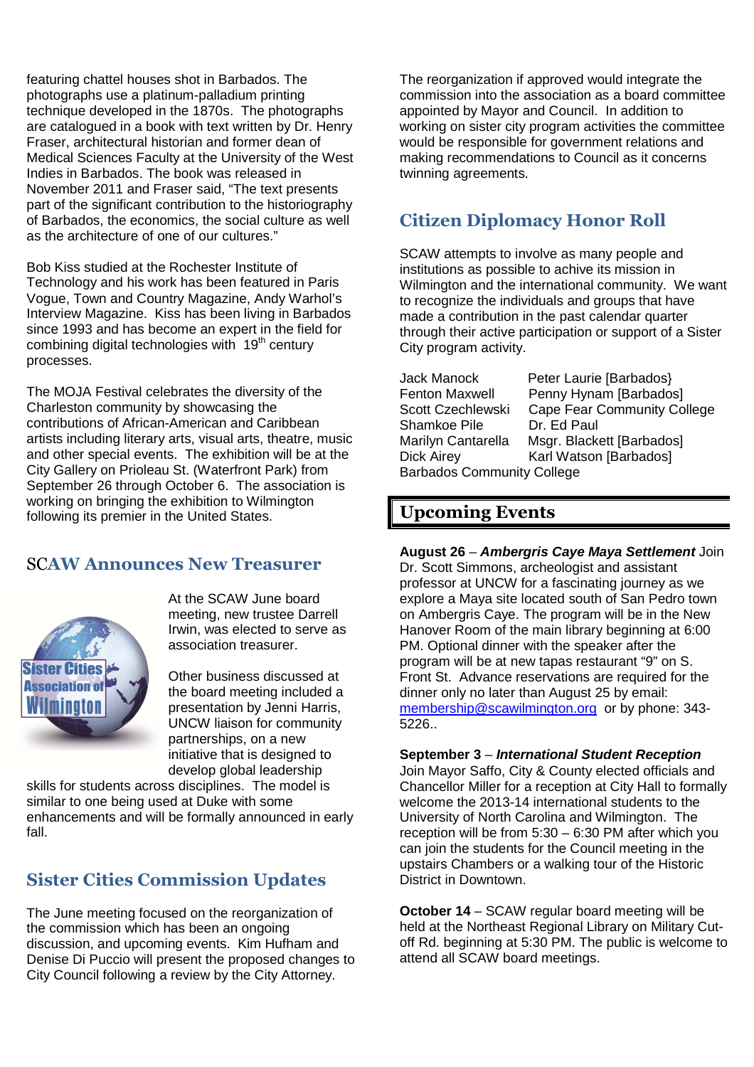featuring chattel houses shot in Barbados. The photographs use a platinum-palladium printing technique developed in the 1870s. The photographs are catalogued in a book with text written by Dr. Henry Fraser, architectural historian and former dean of Medical Sciences Faculty at the University of the West Indies in Barbados. The book was released in November 2011 and Fraser said, "The text presents part of the significant contribution to the historiography of Barbados, the economics, the social culture as well as the architecture of one of our cultures."

Bob Kiss studied at the Rochester Institute of Technology and his work has been featured in Paris Vogue, Town and Country Magazine, Andy Warhol's Interview Magazine. Kiss has been living in Barbados since 1993 and has become an expert in the field for combining digital technologies with 19th century processes.

The MOJA Festival celebrates the diversity of the Charleston community by showcasing the contributions of African-American and Caribbean artists including literary arts, visual arts, theatre, music and other special events. The exhibition will be at the City Gallery on Prioleau St. (Waterfront Park) from September 26 through October 6. The association is working on bringing the exhibition to Wilmington following its premier in the United States.

## SCAW Announces New Treasurer

At the SCAW June board meeting, new trustee Darrell Irwin, was elected to serve as association treasurer.

Other business discussed at the board meeting included a presentation by Jenni Harris, UNCW liaison for community partnerships, on a new initiative that is designed to develop global leadership skills for students across disciplines. The model is similar to one being used at Duke with some enhancements and will be formally announced in early fall.

## Sister Cities Commission Updates

The June meeting focused on the reorganization of the commission which has been an ongoing discussion, and upcoming events. Kim Hufham and Denise Di Puccio will present the proposed changes to City Council following a review by the City Attorney.

The reorganization if approved would integrate the commission into the association as a board committee appointed by Mayor and Council. In addition to working on sister city program activities the committee would be responsible for government relations and making recommendations to Council as it concerns twinning agreements.

## Citizen Diplomacy Honor Roll

SCAW attempts to involve as many people and institutions as possible to achive its mission in Wilmington and the international community. We want to recognize the individuals and groups that have made a contribution in the past calendar quarter through their active participation or support of a Sister City program activity.

| | |
|---|---|
| Jack Manock | Peter Laurie [Barbados} |
| Fenton Maxwell | Penny Hynam [Barbados] |
| Scott Czechlewski | Cape Fear Community College |
| Shamkoe Pile | Dr. Ed Paul |
| Marilyn Cantarella | Msgr. Blackett [Barbados] |
| Dick Airey | Karl Watson [Barbados] |
| Barbados Community College | |

## Upcoming Events

**August 26** – ***Ambergris Caye Maya Settlement*** Join Dr. Scott Simmons, archeologist and assistant professor at UNCW for a fascinating journey as we explore a Maya site located south of San Pedro town on Ambergris Caye. The program will be in the New Hanover Room of the main library beginning at 6:00 PM. Optional dinner with the speaker after the program will be at new tapas restaurant "9" on S. Front St. Advance reservations are required for the dinner only no later than August 25 by email: membership@scawilmington.org or by phone: 343-5226..

**September 3** – ***International Student Reception*** Join Mayor Saffo, City & County elected officials and Chancellor Miller for a reception at City Hall to formally welcome the 2013-14 international students to the University of North Carolina and Wilmington. The reception will be from 5:30 – 6:30 PM after which you can join the students for the Council meeting in the upstairs Chambers or a walking tour of the Historic District in Downtown.

**October 14** – SCAW regular board meeting will be held at the Northeast Regional Library on Military Cut-off Rd. beginning at 5:30 PM. The public is welcome to attend all SCAW board meetings.